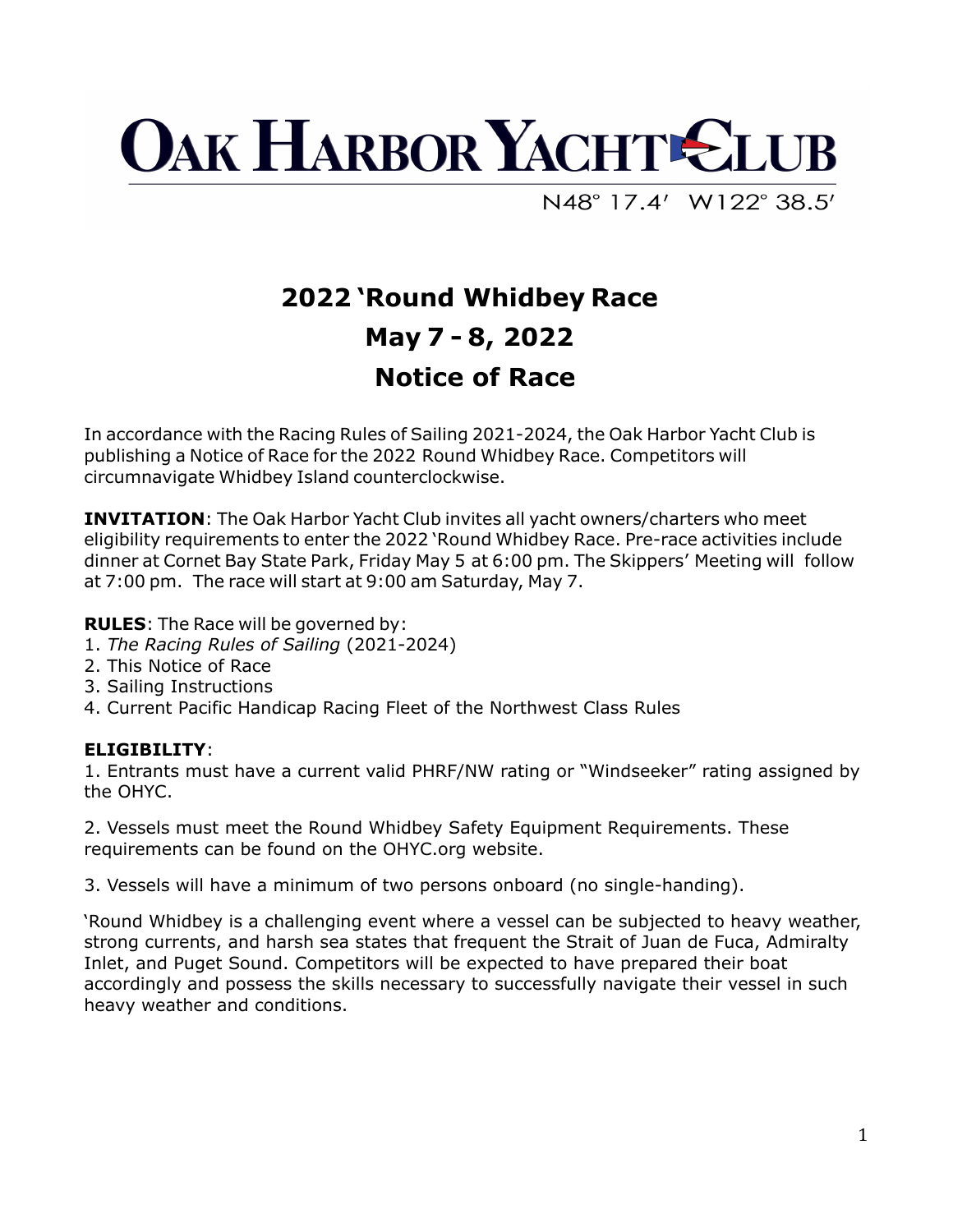# OAK HARBOR YACHT CLUB

N48° 17.4′ W122° 38.5′

## 2022 'Round Whidbey Race
## May 7 - 8, 2022
## Notice of Race

In accordance with the Racing Rules of Sailing 2021-2024, the Oak Harbor Yacht Club is publishing a Notice of Race for the 2022 Round Whidbey Race. Competitors will circumnavigate Whidbey Island counterclockwise.

**INVITATION**: The Oak Harbor Yacht Club invites all yacht owners/charters who meet eligibility requirements to enter the 2022 'Round Whidbey Race. Pre-race activities include dinner at Cornet Bay State Park, Friday May 5 at 6:00 pm. The Skippers' Meeting will follow at 7:00 pm. The race will start at 9:00 am Saturday, May 7.

**RULES**: The Race will be governed by:
1. *The Racing Rules of Sailing* (2021-2024)
2. This Notice of Race
3. Sailing Instructions
4. Current Pacific Handicap Racing Fleet of the Northwest Class Rules

**ELIGIBILITY**:

1. Entrants must have a current valid PHRF/NW rating or "Windseeker" rating assigned by the OHYC.

2. Vessels must meet the Round Whidbey Safety Equipment Requirements. These requirements can be found on the OHYC.org website.

3. Vessels will have a minimum of two persons onboard (no single-handing).

'Round Whidbey is a challenging event where a vessel can be subjected to heavy weather, strong currents, and harsh sea states that frequent the Strait of Juan de Fuca, Admiralty Inlet, and Puget Sound. Competitors will be expected to have prepared their boat accordingly and possess the skills necessary to successfully navigate their vessel in such heavy weather and conditions.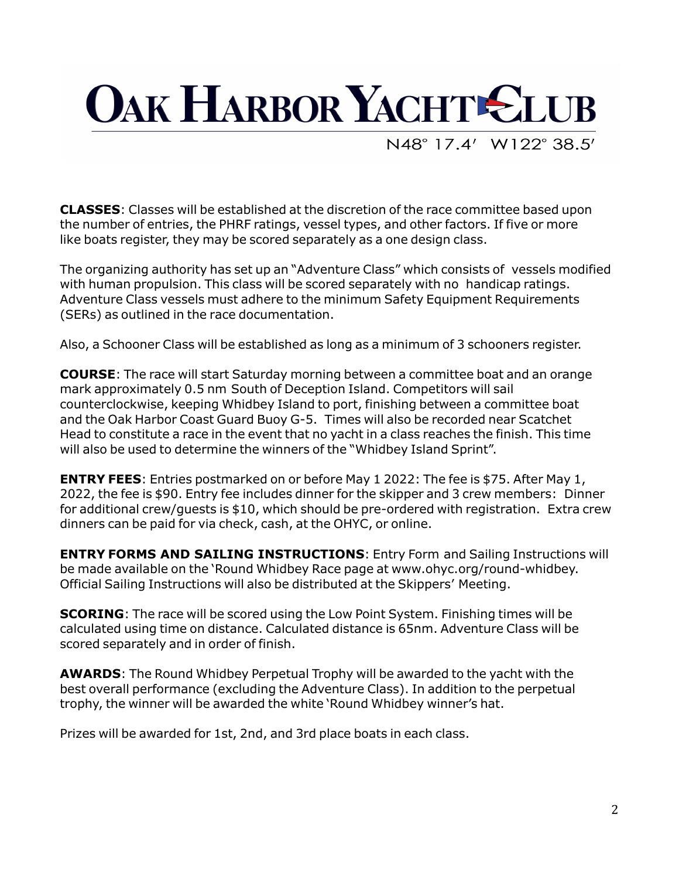**CLASSES**: Classes will be established at the discretion of the race committee based upon the number of entries, the PHRF ratings, vessel types, and other factors. If five or more like boats register, they may be scored separately as a one design class.

The organizing authority has set up an "Adventure Class" which consists of vessels modified with human propulsion. This class will be scored separately with no handicap ratings. Adventure Class vessels must adhere to the minimum Safety Equipment Requirements (SERs) as outlined in the race documentation.

Also, a Schooner Class will be established as long as a minimum of 3 schooners register.

**COURSE**: The race will start Saturday morning between a committee boat and an orange mark approximately 0.5 nm South of Deception Island. Competitors will sail counterclockwise, keeping Whidbey Island to port, finishing between a committee boat and the Oak Harbor Coast Guard Buoy G-5. Times will also be recorded near Scatchet Head to constitute a race in the event that no yacht in a class reaches the finish. This time will also be used to determine the winners of the "Whidbey Island Sprint".

**ENTRY FEES**: Entries postmarked on or before May 1 2022: The fee is $75. After May 1, 2022, the fee is $90. Entry fee includes dinner for the skipper and 3 crew members: Dinner for additional crew/guests is $10, which should be pre-ordered with registration. Extra crew dinners can be paid for via check, cash, at the OHYC, or online.

**ENTRY FORMS AND SAILING INSTRUCTIONS**: Entry Form and Sailing Instructions will be made available on the 'Round Whidbey Race page at www.ohyc.org/round-whidbey. Official Sailing Instructions will also be distributed at the Skippers' Meeting.

**SCORING**: The race will be scored using the Low Point System. Finishing times will be calculated using time on distance. Calculated distance is 65nm. Adventure Class will be scored separately and in order of finish.

**AWARDS**: The Round Whidbey Perpetual Trophy will be awarded to the yacht with the best overall performance (excluding the Adventure Class). In addition to the perpetual trophy, the winner will be awarded the white 'Round Whidbey winner's hat.

Prizes will be awarded for 1st, 2nd, and 3rd place boats in each class.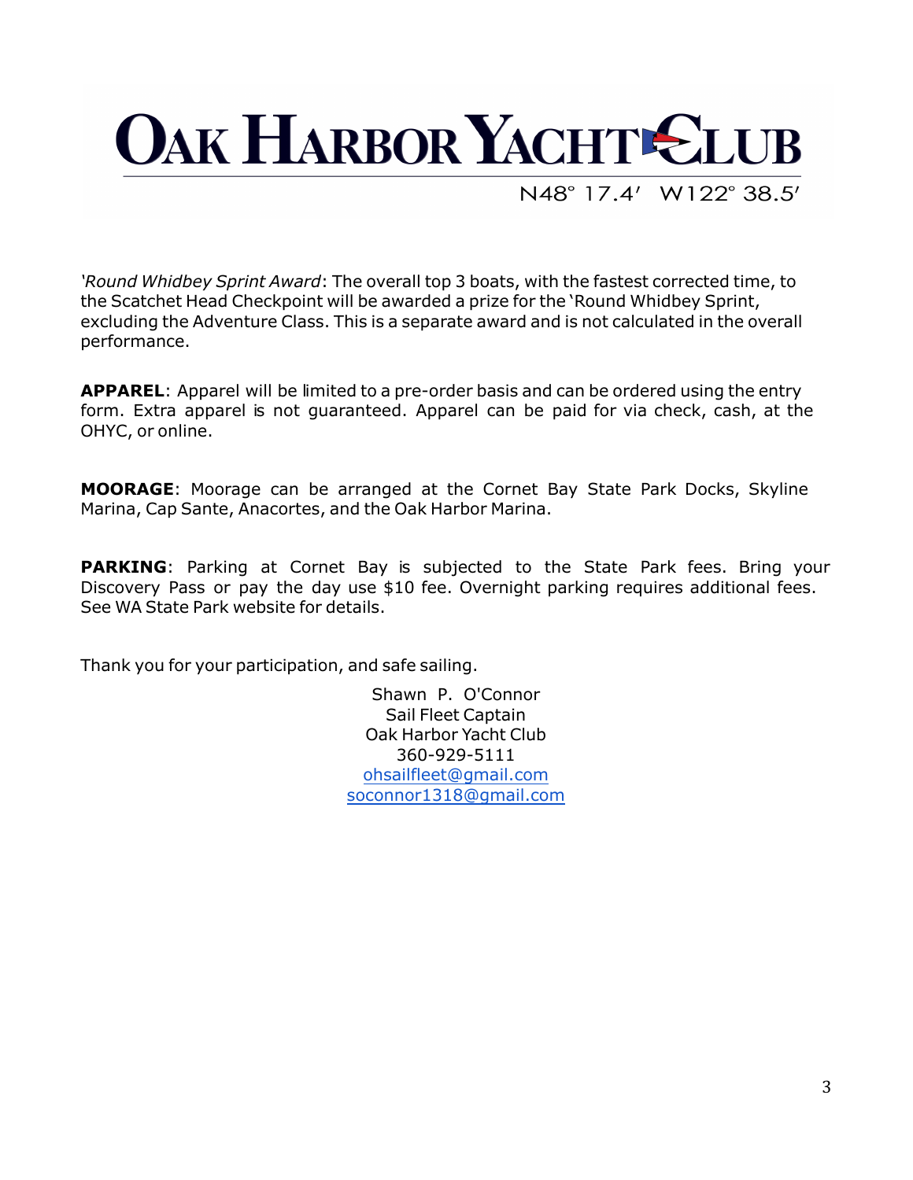# OAK HARBOR YACHT CLUB

N48° 17.4′ W122° 38.5′

*'Round Whidbey Sprint Award*: The overall top 3 boats, with the fastest corrected time, to the Scatchet Head Checkpoint will be awarded a prize for the 'Round Whidbey Sprint, excluding the Adventure Class. This is a separate award and is not calculated in the overall performance.

**APPAREL**: Apparel will be limited to a pre-order basis and can be ordered using the entry form. Extra apparel is not guaranteed. Apparel can be paid for via check, cash, at the OHYC, or online.

**MOORAGE**: Moorage can be arranged at the Cornet Bay State Park Docks, Skyline Marina, Cap Sante, Anacortes, and the Oak Harbor Marina.

**PARKING**: Parking at Cornet Bay is subjected to the State Park fees. Bring your Discovery Pass or pay the day use $10 fee. Overnight parking requires additional fees. See WA State Park website for details.

Thank you for your participation, and safe sailing.

Shawn P. O'Connor
Sail Fleet Captain
Oak Harbor Yacht Club
360-929-5111
ohsailfleet@gmail.com
soconnor1318@gmail.com